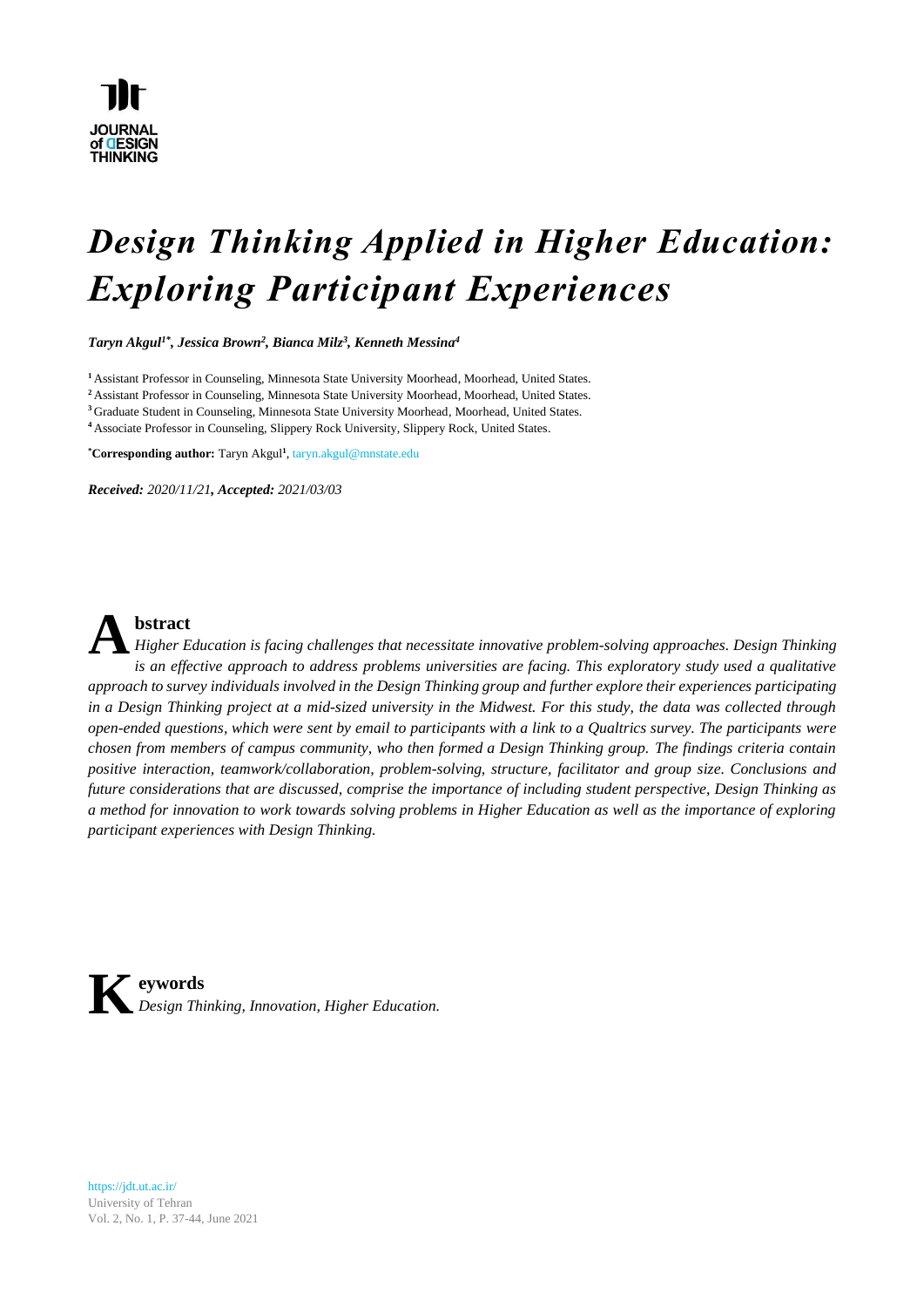# *Design Thinking Applied in Higher Education: Exploring Participant Experiences*

***Taryn Akgul[1*], Jessica Brown[2], Bianca Milz[3], Kenneth Messina[4]***

[1] Assistant Professor in Counseling, Minnesota State University Moorhead, Moorhead, United States.
[2] Assistant Professor in Counseling, Minnesota State University Moorhead, Moorhead, United States.
[3] Graduate Student in Counseling, Minnesota State University Moorhead, Moorhead, United States.
[4] Associate Professor in Counseling, Slippery Rock University, Slippery Rock, United States.

**[*]Corresponding author:** Taryn Akgul[1], taryn.akgul@mnstate.edu

***Received:** 2020/11/21, **Accepted:** 2021/03/03*

## Abstract

*Higher Education is facing challenges that necessitate innovative problem-solving approaches. Design Thinking is an effective approach to address problems universities are facing. This exploratory study used a qualitative approach to survey individuals involved in the Design Thinking group and further explore their experiences participating in a Design Thinking project at a mid-sized university in the Midwest. For this study, the data was collected through open-ended questions, which were sent by email to participants with a link to a Qualtrics survey. The participants were chosen from members of campus community, who then formed a Design Thinking group. The findings criteria contain positive interaction, teamwork/collaboration, problem-solving, structure, facilitator and group size. Conclusions and future considerations that are discussed, comprise the importance of including student perspective, Design Thinking as a method for innovation to work towards solving problems in Higher Education as well as the importance of exploring participant experiences with Design Thinking.*

## Keywords

*Design Thinking, Innovation, Higher Education.*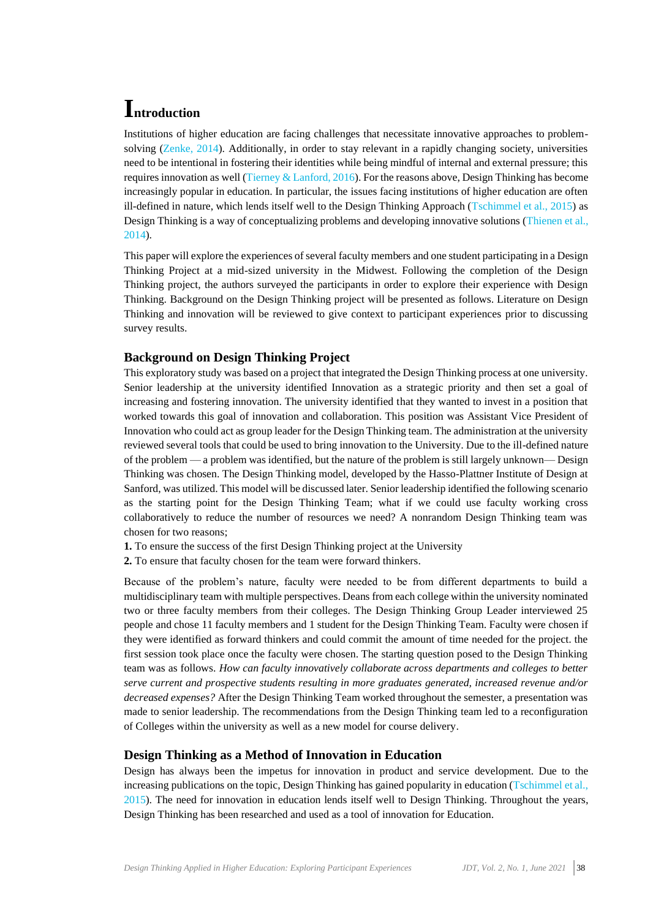# Introduction

Institutions of higher education are facing challenges that necessitate innovative approaches to problem-solving (Zenke, 2014). Additionally, in order to stay relevant in a rapidly changing society, universities need to be intentional in fostering their identities while being mindful of internal and external pressure; this requires innovation as well (Tierney & Lanford, 2016). For the reasons above, Design Thinking has become increasingly popular in education. In particular, the issues facing institutions of higher education are often ill-defined in nature, which lends itself well to the Design Thinking Approach (Tschimmel et al., 2015) as Design Thinking is a way of conceptualizing problems and developing innovative solutions (Thienen et al., 2014).

This paper will explore the experiences of several faculty members and one student participating in a Design Thinking Project at a mid-sized university in the Midwest. Following the completion of the Design Thinking project, the authors surveyed the participants in order to explore their experience with Design Thinking. Background on the Design Thinking project will be presented as follows. Literature on Design Thinking and innovation will be reviewed to give context to participant experiences prior to discussing survey results.

## Background on Design Thinking Project

This exploratory study was based on a project that integrated the Design Thinking process at one university. Senior leadership at the university identified Innovation as a strategic priority and then set a goal of increasing and fostering innovation. The university identified that they wanted to invest in a position that worked towards this goal of innovation and collaboration. This position was Assistant Vice President of Innovation who could act as group leader for the Design Thinking team. The administration at the university reviewed several tools that could be used to bring innovation to the University. Due to the ill-defined nature of the problem — a problem was identified, but the nature of the problem is still largely unknown— Design Thinking was chosen. The Design Thinking model, developed by the Hasso-Plattner Institute of Design at Sanford, was utilized. This model will be discussed later. Senior leadership identified the following scenario as the starting point for the Design Thinking Team; what if we could use faculty working cross collaboratively to reduce the number of resources we need? A nonrandom Design Thinking team was chosen for two reasons;

**1.** To ensure the success of the first Design Thinking project at the University
**2.** To ensure that faculty chosen for the team were forward thinkers.

Because of the problem's nature, faculty were needed to be from different departments to build a multidisciplinary team with multiple perspectives. Deans from each college within the university nominated two or three faculty members from their colleges. The Design Thinking Group Leader interviewed 25 people and chose 11 faculty members and 1 student for the Design Thinking Team. Faculty were chosen if they were identified as forward thinkers and could commit the amount of time needed for the project. the first session took place once the faculty were chosen. The starting question posed to the Design Thinking team was as follows. *How can faculty innovatively collaborate across departments and colleges to better serve current and prospective students resulting in more graduates generated, increased revenue and/or decreased expenses?* After the Design Thinking Team worked throughout the semester, a presentation was made to senior leadership. The recommendations from the Design Thinking team led to a reconfiguration of Colleges within the university as well as a new model for course delivery.

## Design Thinking as a Method of Innovation in Education

Design has always been the impetus for innovation in product and service development. Due to the increasing publications on the topic, Design Thinking has gained popularity in education (Tschimmel et al., 2015). The need for innovation in education lends itself well to Design Thinking. Throughout the years, Design Thinking has been researched and used as a tool of innovation for Education.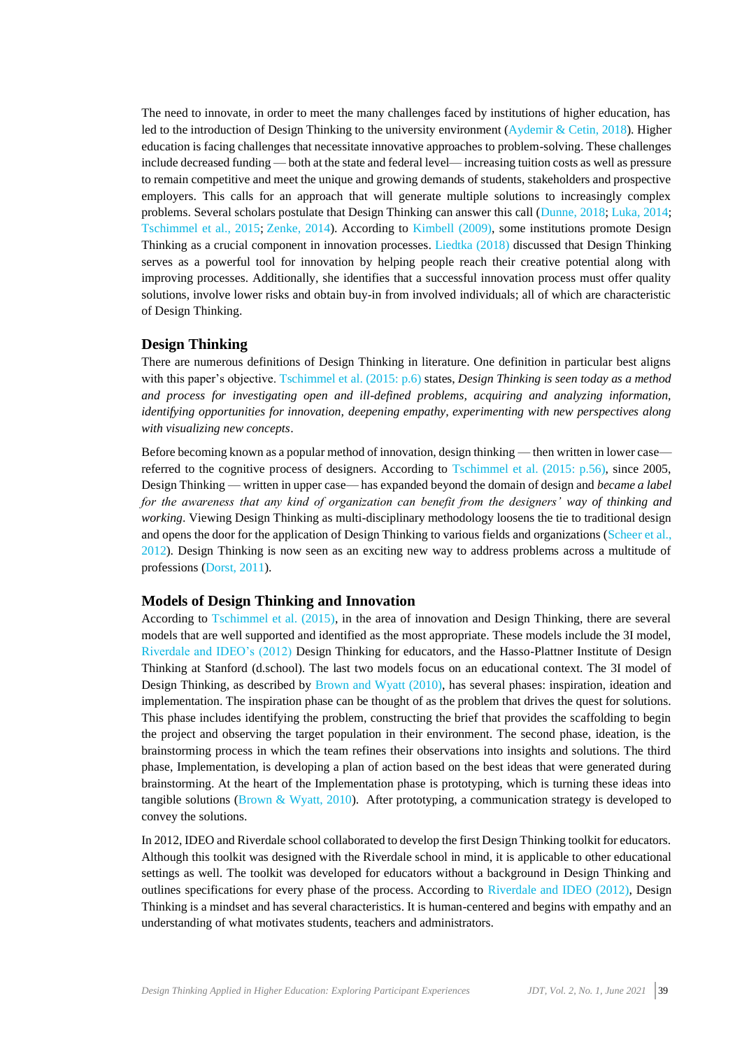The need to innovate, in order to meet the many challenges faced by institutions of higher education, has led to the introduction of Design Thinking to the university environment (Aydemir & Cetin, 2018). Higher education is facing challenges that necessitate innovative approaches to problem-solving. These challenges include decreased funding — both at the state and federal level— increasing tuition costs as well as pressure to remain competitive and meet the unique and growing demands of students, stakeholders and prospective employers. This calls for an approach that will generate multiple solutions to increasingly complex problems. Several scholars postulate that Design Thinking can answer this call (Dunne, 2018; Luka, 2014; Tschimmel et al., 2015; Zenke, 2014). According to Kimbell (2009), some institutions promote Design Thinking as a crucial component in innovation processes. Liedtka (2018) discussed that Design Thinking serves as a powerful tool for innovation by helping people reach their creative potential along with improving processes. Additionally, she identifies that a successful innovation process must offer quality solutions, involve lower risks and obtain buy-in from involved individuals; all of which are characteristic of Design Thinking.

## Design Thinking

There are numerous definitions of Design Thinking in literature. One definition in particular best aligns with this paper's objective. Tschimmel et al. (2015: p.6) states, *Design Thinking is seen today as a method and process for investigating open and ill-defined problems, acquiring and analyzing information, identifying opportunities for innovation, deepening empathy, experimenting with new perspectives along with visualizing new concepts*.

Before becoming known as a popular method of innovation, design thinking — then written in lower case— referred to the cognitive process of designers. According to Tschimmel et al. (2015: p.56), since 2005, Design Thinking — written in upper case— has expanded beyond the domain of design and *became a label for the awareness that any kind of organization can benefit from the designers' way of thinking and working*. Viewing Design Thinking as multi-disciplinary methodology loosens the tie to traditional design and opens the door for the application of Design Thinking to various fields and organizations (Scheer et al., 2012). Design Thinking is now seen as an exciting new way to address problems across a multitude of professions (Dorst, 2011).

## Models of Design Thinking and Innovation

According to Tschimmel et al. (2015), in the area of innovation and Design Thinking, there are several models that are well supported and identified as the most appropriate. These models include the 3I model, Riverdale and IDEO's (2012) Design Thinking for educators, and the Hasso-Plattner Institute of Design Thinking at Stanford (d.school). The last two models focus on an educational context. The 3I model of Design Thinking, as described by Brown and Wyatt (2010), has several phases: inspiration, ideation and implementation. The inspiration phase can be thought of as the problem that drives the quest for solutions. This phase includes identifying the problem, constructing the brief that provides the scaffolding to begin the project and observing the target population in their environment. The second phase, ideation, is the brainstorming process in which the team refines their observations into insights and solutions. The third phase, Implementation, is developing a plan of action based on the best ideas that were generated during brainstorming. At the heart of the Implementation phase is prototyping, which is turning these ideas into tangible solutions (Brown & Wyatt, 2010). After prototyping, a communication strategy is developed to convey the solutions.

In 2012, IDEO and Riverdale school collaborated to develop the first Design Thinking toolkit for educators. Although this toolkit was designed with the Riverdale school in mind, it is applicable to other educational settings as well. The toolkit was developed for educators without a background in Design Thinking and outlines specifications for every phase of the process. According to Riverdale and IDEO (2012), Design Thinking is a mindset and has several characteristics. It is human-centered and begins with empathy and an understanding of what motivates students, teachers and administrators.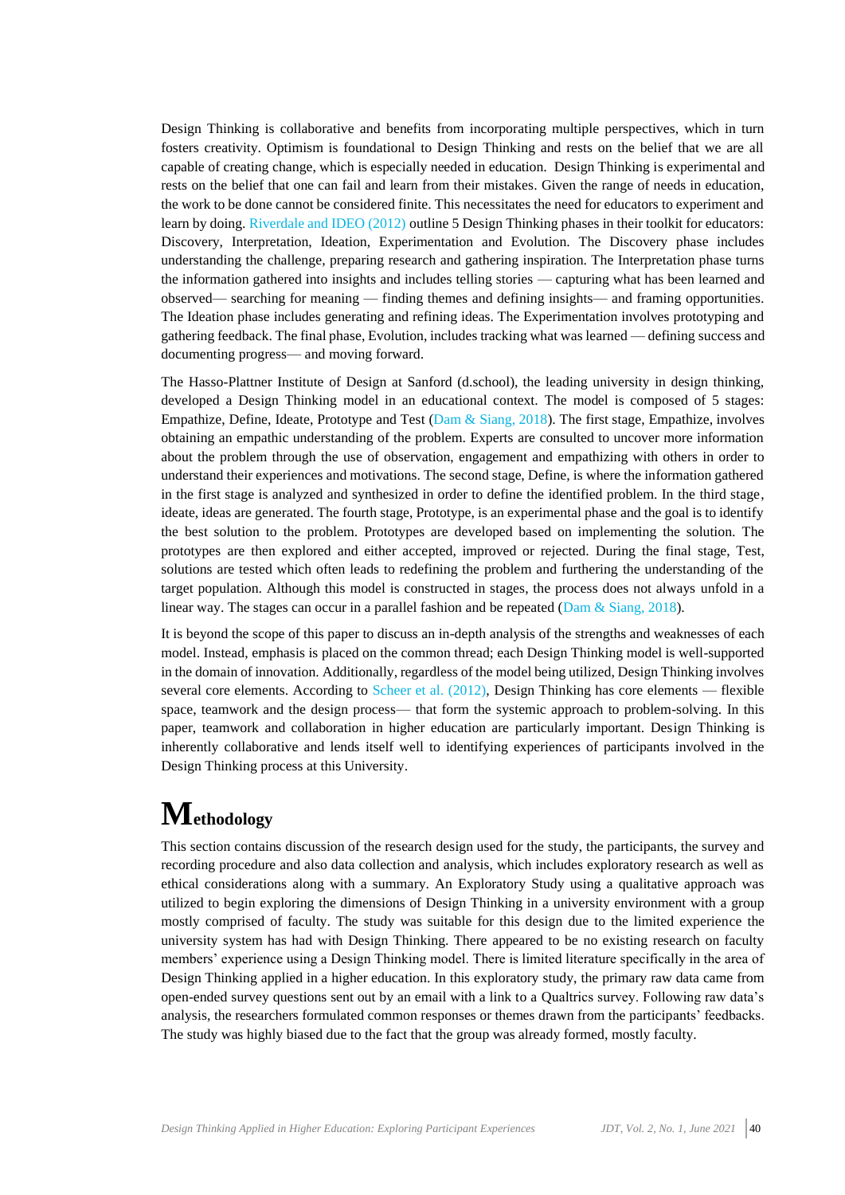Design Thinking is collaborative and benefits from incorporating multiple perspectives, which in turn fosters creativity. Optimism is foundational to Design Thinking and rests on the belief that we are all capable of creating change, which is especially needed in education. Design Thinking is experimental and rests on the belief that one can fail and learn from their mistakes. Given the range of needs in education, the work to be done cannot be considered finite. This necessitates the need for educators to experiment and learn by doing. Riverdale and IDEO (2012) outline 5 Design Thinking phases in their toolkit for educators: Discovery, Interpretation, Ideation, Experimentation and Evolution. The Discovery phase includes understanding the challenge, preparing research and gathering inspiration. The Interpretation phase turns the information gathered into insights and includes telling stories — capturing what has been learned and observed— searching for meaning — finding themes and defining insights— and framing opportunities. The Ideation phase includes generating and refining ideas. The Experimentation involves prototyping and gathering feedback. The final phase, Evolution, includes tracking what was learned — defining success and documenting progress— and moving forward.

The Hasso-Plattner Institute of Design at Sanford (d.school), the leading university in design thinking, developed a Design Thinking model in an educational context. The model is composed of 5 stages: Empathize, Define, Ideate, Prototype and Test (Dam & Siang, 2018). The first stage, Empathize, involves obtaining an empathic understanding of the problem. Experts are consulted to uncover more information about the problem through the use of observation, engagement and empathizing with others in order to understand their experiences and motivations. The second stage, Define, is where the information gathered in the first stage is analyzed and synthesized in order to define the identified problem. In the third stage, ideate, ideas are generated. The fourth stage, Prototype, is an experimental phase and the goal is to identify the best solution to the problem. Prototypes are developed based on implementing the solution. The prototypes are then explored and either accepted, improved or rejected. During the final stage, Test, solutions are tested which often leads to redefining the problem and furthering the understanding of the target population. Although this model is constructed in stages, the process does not always unfold in a linear way. The stages can occur in a parallel fashion and be repeated (Dam & Siang, 2018).

It is beyond the scope of this paper to discuss an in-depth analysis of the strengths and weaknesses of each model. Instead, emphasis is placed on the common thread; each Design Thinking model is well-supported in the domain of innovation. Additionally, regardless of the model being utilized, Design Thinking involves several core elements. According to Scheer et al. (2012), Design Thinking has core elements — flexible space, teamwork and the design process— that form the systemic approach to problem-solving. In this paper, teamwork and collaboration in higher education are particularly important. Design Thinking is inherently collaborative and lends itself well to identifying experiences of participants involved in the Design Thinking process at this University.

# Methodology

This section contains discussion of the research design used for the study, the participants, the survey and recording procedure and also data collection and analysis, which includes exploratory research as well as ethical considerations along with a summary. An Exploratory Study using a qualitative approach was utilized to begin exploring the dimensions of Design Thinking in a university environment with a group mostly comprised of faculty. The study was suitable for this design due to the limited experience the university system has had with Design Thinking. There appeared to be no existing research on faculty members' experience using a Design Thinking model. There is limited literature specifically in the area of Design Thinking applied in a higher education. In this exploratory study, the primary raw data came from open-ended survey questions sent out by an email with a link to a Qualtrics survey. Following raw data's analysis, the researchers formulated common responses or themes drawn from the participants' feedbacks. The study was highly biased due to the fact that the group was already formed, mostly faculty.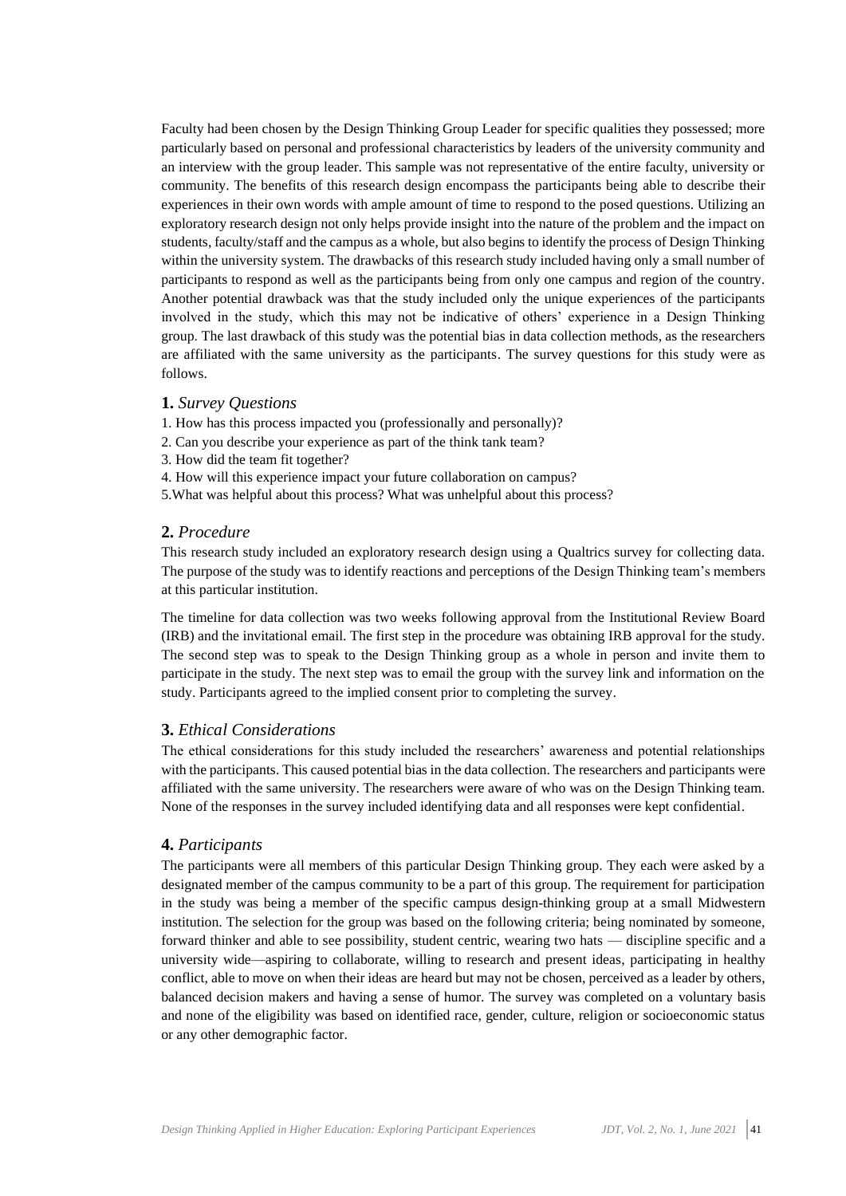Faculty had been chosen by the Design Thinking Group Leader for specific qualities they possessed; more particularly based on personal and professional characteristics by leaders of the university community and an interview with the group leader. This sample was not representative of the entire faculty, university or community. The benefits of this research design encompass the participants being able to describe their experiences in their own words with ample amount of time to respond to the posed questions. Utilizing an exploratory research design not only helps provide insight into the nature of the problem and the impact on students, faculty/staff and the campus as a whole, but also begins to identify the process of Design Thinking within the university system. The drawbacks of this research study included having only a small number of participants to respond as well as the participants being from only one campus and region of the country. Another potential drawback was that the study included only the unique experiences of the participants involved in the study, which this may not be indicative of others' experience in a Design Thinking group. The last drawback of this study was the potential bias in data collection methods, as the researchers are affiliated with the same university as the participants. The survey questions for this study were as follows.

## **1.** *Survey Questions*

1. How has this process impacted you (professionally and personally)?
2. Can you describe your experience as part of the think tank team?
3. How did the team fit together?
4. How will this experience impact your future collaboration on campus?
5. What was helpful about this process? What was unhelpful about this process?

## **2.** *Procedure*

This research study included an exploratory research design using a Qualtrics survey for collecting data. The purpose of the study was to identify reactions and perceptions of the Design Thinking team's members at this particular institution.

The timeline for data collection was two weeks following approval from the Institutional Review Board (IRB) and the invitational email. The first step in the procedure was obtaining IRB approval for the study. The second step was to speak to the Design Thinking group as a whole in person and invite them to participate in the study. The next step was to email the group with the survey link and information on the study. Participants agreed to the implied consent prior to completing the survey.

## **3.** *Ethical Considerations*

The ethical considerations for this study included the researchers' awareness and potential relationships with the participants. This caused potential bias in the data collection. The researchers and participants were affiliated with the same university. The researchers were aware of who was on the Design Thinking team. None of the responses in the survey included identifying data and all responses were kept confidential.

## **4.** *Participants*

The participants were all members of this particular Design Thinking group. They each were asked by a designated member of the campus community to be a part of this group. The requirement for participation in the study was being a member of the specific campus design-thinking group at a small Midwestern institution. The selection for the group was based on the following criteria; being nominated by someone, forward thinker and able to see possibility, student centric, wearing two hats — discipline specific and a university wide—aspiring to collaborate, willing to research and present ideas, participating in healthy conflict, able to move on when their ideas are heard but may not be chosen, perceived as a leader by others, balanced decision makers and having a sense of humor. The survey was completed on a voluntary basis and none of the eligibility was based on identified race, gender, culture, religion or socioeconomic status or any other demographic factor.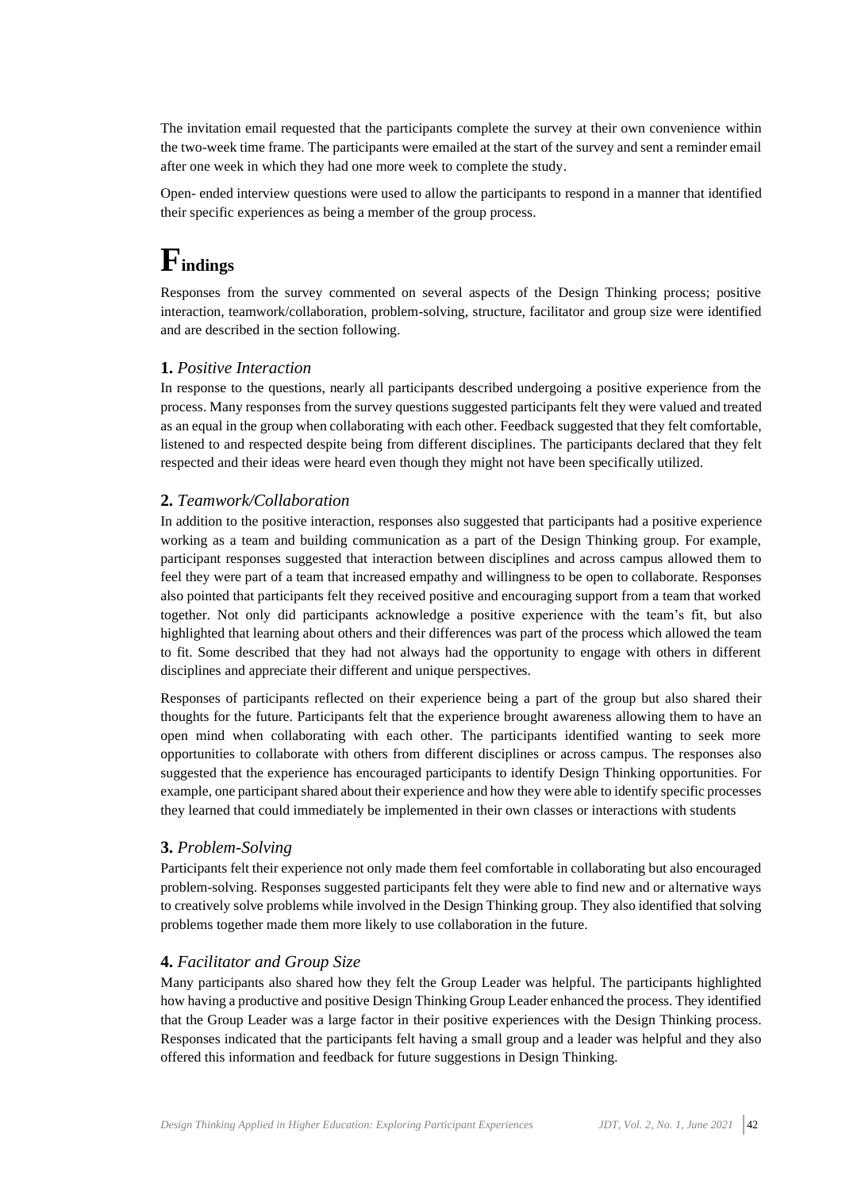The invitation email requested that the participants complete the survey at their own convenience within the two-week time frame. The participants were emailed at the start of the survey and sent a reminder email after one week in which they had one more week to complete the study.

Open- ended interview questions were used to allow the participants to respond in a manner that identified their specific experiences as being a member of the group process.

# Findings

Responses from the survey commented on several aspects of the Design Thinking process; positive interaction, teamwork/collaboration, problem-solving, structure, facilitator and group size were identified and are described in the section following.

### 1. *Positive Interaction*

In response to the questions, nearly all participants described undergoing a positive experience from the process. Many responses from the survey questions suggested participants felt they were valued and treated as an equal in the group when collaborating with each other. Feedback suggested that they felt comfortable, listened to and respected despite being from different disciplines. The participants declared that they felt respected and their ideas were heard even though they might not have been specifically utilized.

### 2. *Teamwork/Collaboration*

In addition to the positive interaction, responses also suggested that participants had a positive experience working as a team and building communication as a part of the Design Thinking group. For example, participant responses suggested that interaction between disciplines and across campus allowed them to feel they were part of a team that increased empathy and willingness to be open to collaborate. Responses also pointed that participants felt they received positive and encouraging support from a team that worked together. Not only did participants acknowledge a positive experience with the team's fit, but also highlighted that learning about others and their differences was part of the process which allowed the team to fit. Some described that they had not always had the opportunity to engage with others in different disciplines and appreciate their different and unique perspectives.

Responses of participants reflected on their experience being a part of the group but also shared their thoughts for the future. Participants felt that the experience brought awareness allowing them to have an open mind when collaborating with each other. The participants identified wanting to seek more opportunities to collaborate with others from different disciplines or across campus. The responses also suggested that the experience has encouraged participants to identify Design Thinking opportunities. For example, one participant shared about their experience and how they were able to identify specific processes they learned that could immediately be implemented in their own classes or interactions with students

### 3. *Problem-Solving*

Participants felt their experience not only made them feel comfortable in collaborating but also encouraged problem-solving. Responses suggested participants felt they were able to find new and or alternative ways to creatively solve problems while involved in the Design Thinking group. They also identified that solving problems together made them more likely to use collaboration in the future.

### 4. *Facilitator and Group Size*

Many participants also shared how they felt the Group Leader was helpful. The participants highlighted how having a productive and positive Design Thinking Group Leader enhanced the process. They identified that the Group Leader was a large factor in their positive experiences with the Design Thinking process. Responses indicated that the participants felt having a small group and a leader was helpful and they also offered this information and feedback for future suggestions in Design Thinking.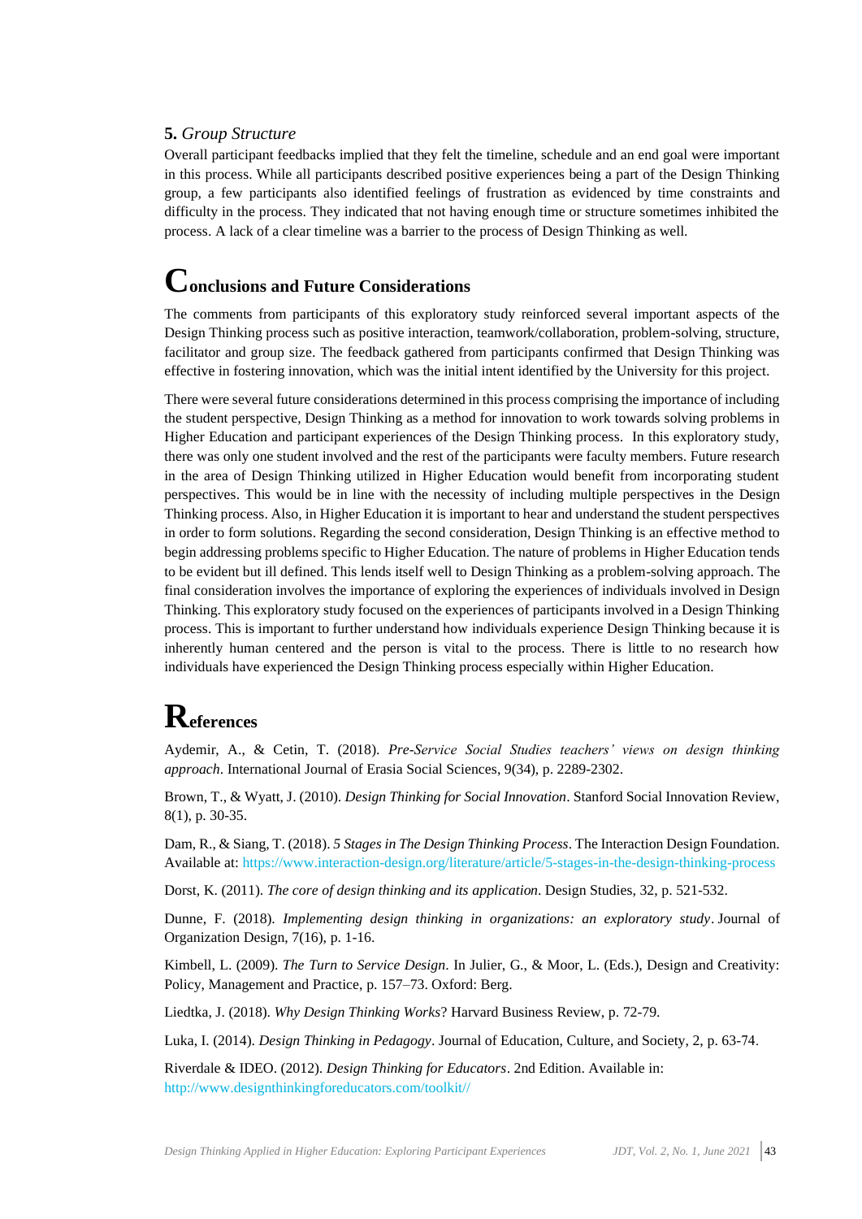**5.** *Group Structure*

Overall participant feedbacks implied that they felt the timeline, schedule and an end goal were important in this process. While all participants described positive experiences being a part of the Design Thinking group, a few participants also identified feelings of frustration as evidenced by time constraints and difficulty in the process. They indicated that not having enough time or structure sometimes inhibited the process. A lack of a clear timeline was a barrier to the process of Design Thinking as well.

## Conclusions and Future Considerations

The comments from participants of this exploratory study reinforced several important aspects of the Design Thinking process such as positive interaction, teamwork/collaboration, problem-solving, structure, facilitator and group size. The feedback gathered from participants confirmed that Design Thinking was effective in fostering innovation, which was the initial intent identified by the University for this project.

There were several future considerations determined in this process comprising the importance of including the student perspective, Design Thinking as a method for innovation to work towards solving problems in Higher Education and participant experiences of the Design Thinking process. In this exploratory study, there was only one student involved and the rest of the participants were faculty members. Future research in the area of Design Thinking utilized in Higher Education would benefit from incorporating student perspectives. This would be in line with the necessity of including multiple perspectives in the Design Thinking process. Also, in Higher Education it is important to hear and understand the student perspectives in order to form solutions. Regarding the second consideration, Design Thinking is an effective method to begin addressing problems specific to Higher Education. The nature of problems in Higher Education tends to be evident but ill defined. This lends itself well to Design Thinking as a problem-solving approach. The final consideration involves the importance of exploring the experiences of individuals involved in Design Thinking. This exploratory study focused on the experiences of participants involved in a Design Thinking process. This is important to further understand how individuals experience Design Thinking because it is inherently human centered and the person is vital to the process. There is little to no research how individuals have experienced the Design Thinking process especially within Higher Education.

## References

Aydemir, A., & Cetin, T. (2018). *Pre-Service Social Studies teachers' views on design thinking approach*. International Journal of Erasia Social Sciences, 9(34), p. 2289-2302.

Brown, T., & Wyatt, J. (2010). *Design Thinking for Social Innovation*. Stanford Social Innovation Review, 8(1), p. 30-35.

Dam, R., & Siang, T. (2018). *5 Stages in The Design Thinking Process*. The Interaction Design Foundation. Available at: https://www.interaction-design.org/literature/article/5-stages-in-the-design-thinking-process

Dorst, K. (2011). *The core of design thinking and its application*. Design Studies, 32, p. 521-532.

Dunne, F. (2018). *Implementing design thinking in organizations: an exploratory study*. Journal of Organization Design, 7(16), p. 1-16.

Kimbell, L. (2009). *The Turn to Service Design*. In Julier, G., & Moor, L. (Eds.), Design and Creativity: Policy, Management and Practice, p. 157–73. Oxford: Berg.

Liedtka, J. (2018). *Why Design Thinking Works*? Harvard Business Review, p. 72-79.

Luka, I. (2014). *Design Thinking in Pedagogy*. Journal of Education, Culture, and Society, 2, p. 63-74.

Riverdale & IDEO. (2012). *Design Thinking for Educators*. 2nd Edition. Available in: http://www.designthinkingforeducators.com/toolkit//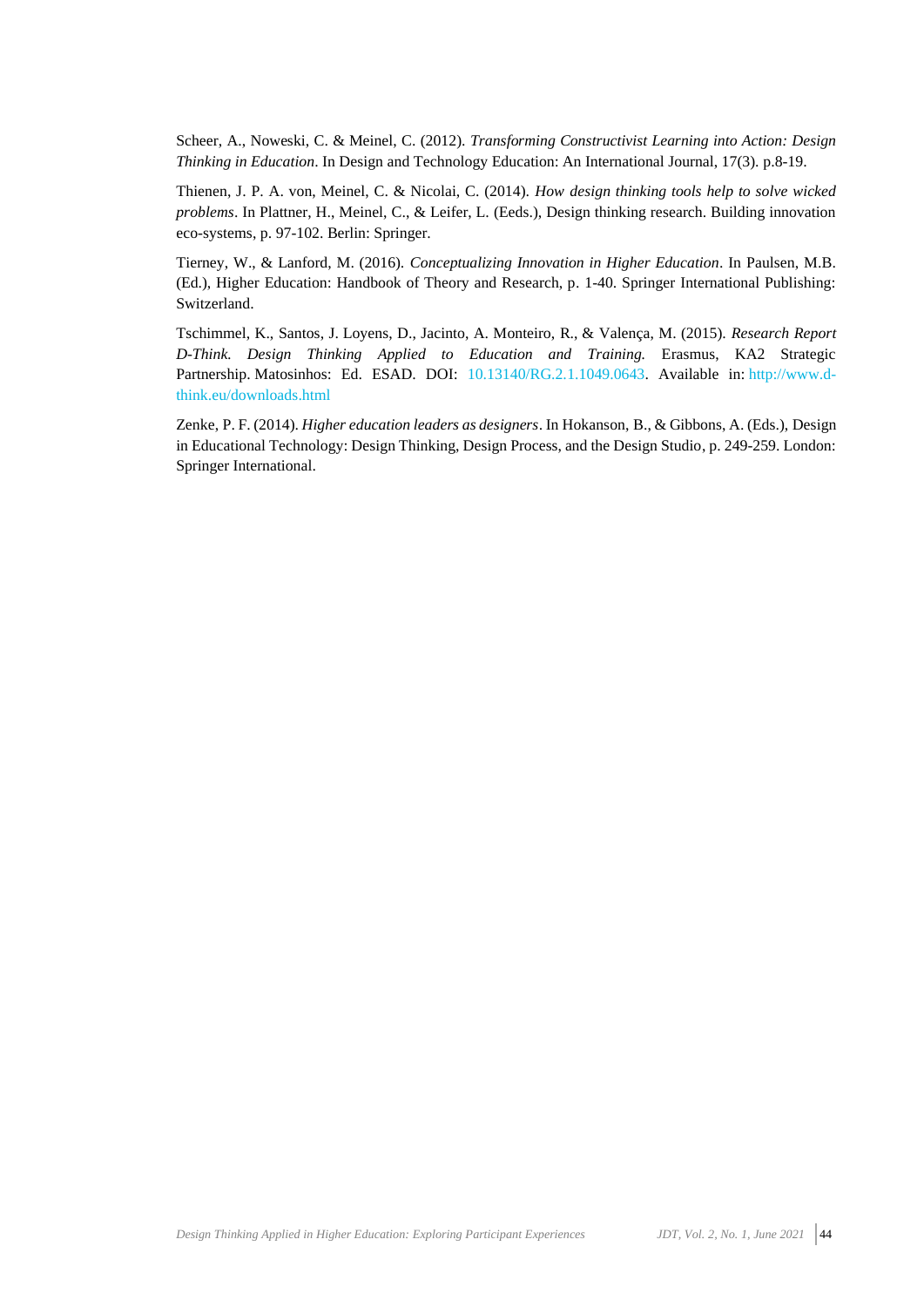Scheer, A., Noweski, C. & Meinel, C. (2012). *Transforming Constructivist Learning into Action: Design Thinking in Education*. In Design and Technology Education: An International Journal, 17(3). p.8-19.

Thienen, J. P. A. von, Meinel, C. & Nicolai, C. (2014). *How design thinking tools help to solve wicked problems*. In Plattner, H., Meinel, C., & Leifer, L. (Eeds.), Design thinking research. Building innovation eco-systems, p. 97-102. Berlin: Springer.

Tierney, W., & Lanford, M. (2016). *Conceptualizing Innovation in Higher Education*. In Paulsen, M.B. (Ed.), Higher Education: Handbook of Theory and Research, p. 1-40. Springer International Publishing: Switzerland.

Tschimmel, K., Santos, J. Loyens, D., Jacinto, A. Monteiro, R., & Valença, M. (2015). *Research Report D-Think. Design Thinking Applied to Education and Training.* Erasmus, KA2 Strategic Partnership. Matosinhos: Ed. ESAD. DOI: 10.13140/RG.2.1.1049.0643. Available in: http://www.d-think.eu/downloads.html

Zenke, P. F. (2014). *Higher education leaders as designers*. In Hokanson, B., & Gibbons, A. (Eds.), Design in Educational Technology: Design Thinking, Design Process, and the Design Studio, p. 249-259. London: Springer International.